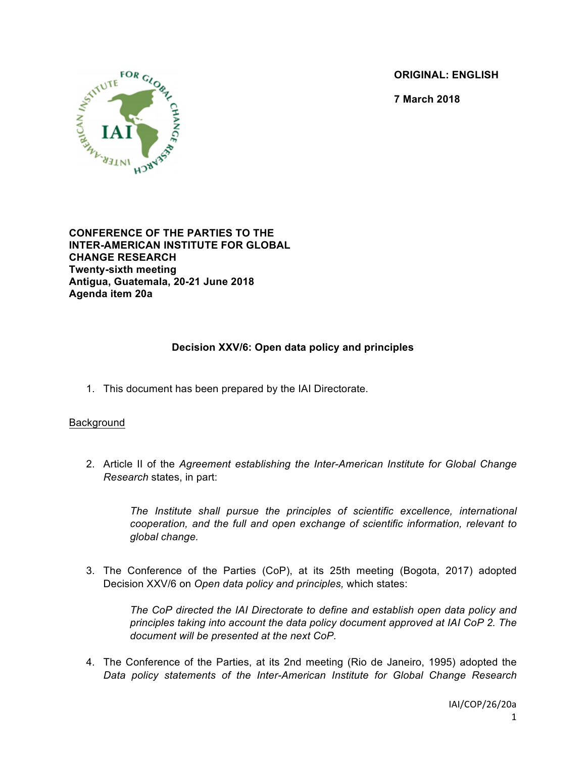ORIGINAL: ENGLISH

7 March 2018

**CONFERENCE OF THE PARTIES TO THE INTER-AMERICAN INSTITUTE FOR GLOBAL CHANGE RESEARCH**
**Twenty-sixth meeting**
**Antigua, Guatemala, 20-21 June 2018**
**Agenda item 20a**

## Decision XXV/6: Open data policy and principles

1. This document has been prepared by the IAI Directorate.

Background

2. Article II of the *Agreement establishing the Inter-American Institute for Global Change Research* states, in part:

   *The Institute shall pursue the principles of scientific excellence, international cooperation, and the full and open exchange of scientific information, relevant to global change.*

3. The Conference of the Parties (CoP), at its 25th meeting (Bogota, 2017) adopted Decision XXV/6 on *Open data policy and principles,* which states:

   *The CoP directed the IAI Directorate to define and establish open data policy and principles taking into account the data policy document approved at IAI CoP 2. The document will be presented at the next CoP.*

4. The Conference of the Parties, at its 2nd meeting (Rio de Janeiro, 1995) adopted the *Data policy statements of the Inter-American Institute for Global Change Research*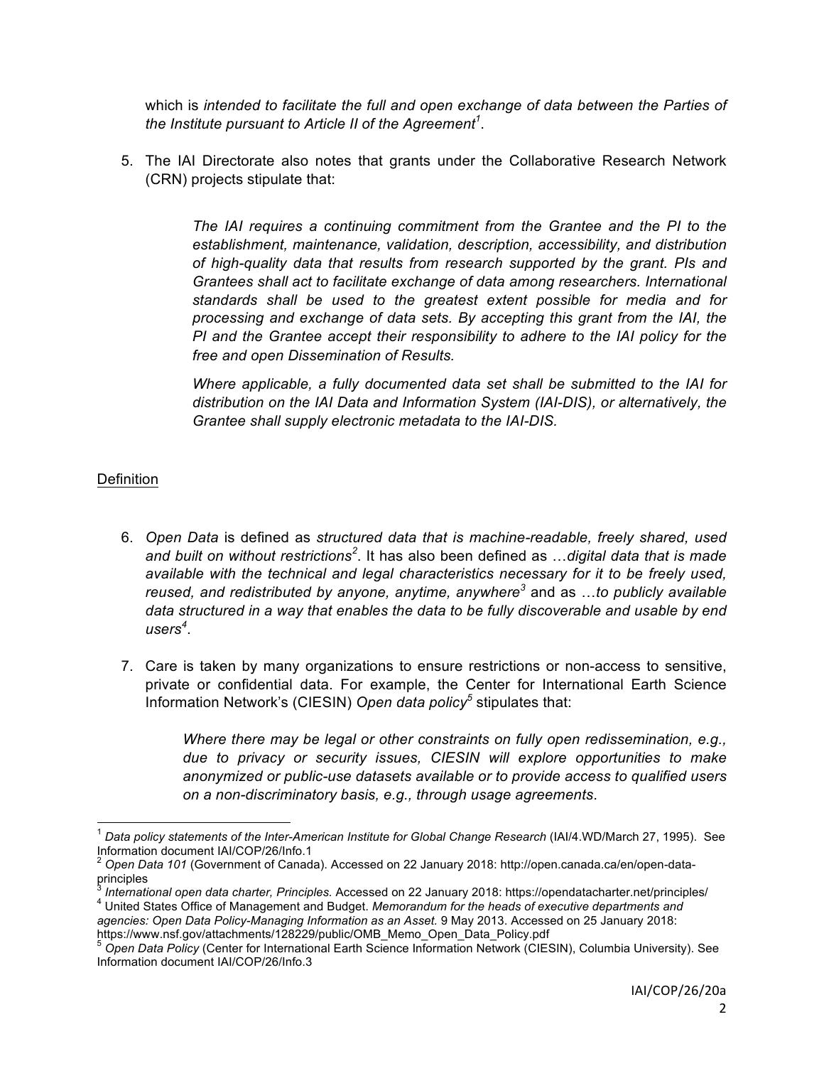which is *intended to facilitate the full and open exchange of data between the Parties of the Institute pursuant to Article II of the Agreement*[1].

5. The IAI Directorate also notes that grants under the Collaborative Research Network (CRN) projects stipulate that:

> *The IAI requires a continuing commitment from the Grantee and the PI to the establishment, maintenance, validation, description, accessibility, and distribution of high-quality data that results from research supported by the grant. PIs and Grantees shall act to facilitate exchange of data among researchers. International standards shall be used to the greatest extent possible for media and for processing and exchange of data sets. By accepting this grant from the IAI, the PI and the Grantee accept their responsibility to adhere to the IAI policy for the free and open Dissemination of Results.*
>
> *Where applicable, a fully documented data set shall be submitted to the IAI for distribution on the IAI Data and Information System (IAI-DIS), or alternatively, the Grantee shall supply electronic metadata to the IAI-DIS.*

Definition

6. *Open Data* is defined as *structured data that is machine-readable, freely shared, used and built on without restrictions*[2]. It has also been defined as …*digital data that is made available with the technical and legal characteristics necessary for it to be freely used, reused, and redistributed by anyone, anytime, anywhere*[3] and as …*to publicly available data structured in a way that enables the data to be fully discoverable and usable by end users*[4].

7. Care is taken by many organizations to ensure restrictions or non-access to sensitive, private or confidential data. For example, the Center for International Earth Science Information Network's (CIESIN) *Open data policy*[5] stipulates that:

> *Where there may be legal or other constraints on fully open redissemination, e.g., due to privacy or security issues, CIESIN will explore opportunities to make anonymized or public-use datasets available or to provide access to qualified users on a non-discriminatory basis, e.g., through usage agreements*.

---

[1] *Data policy statements of the Inter-American Institute for Global Change Research* (IAI/4.WD/March 27, 1995). See Information document IAI/COP/26/Info.1

[2] *Open Data 101* (Government of Canada). Accessed on 22 January 2018: http://open.canada.ca/en/open-data-principles

[3] *International open data charter, Principles.* Accessed on 22 January 2018: https://opendatacharter.net/principles/

[4] United States Office of Management and Budget. *Memorandum for the heads of executive departments and agencies: Open Data Policy-Managing Information as an Asset.* 9 May 2013. Accessed on 25 January 2018: https://www.nsf.gov/attachments/128229/public/OMB_Memo_Open_Data_Policy.pdf

[5] *Open Data Policy* (Center for International Earth Science Information Network (CIESIN), Columbia University). See Information document IAI/COP/26/Info.3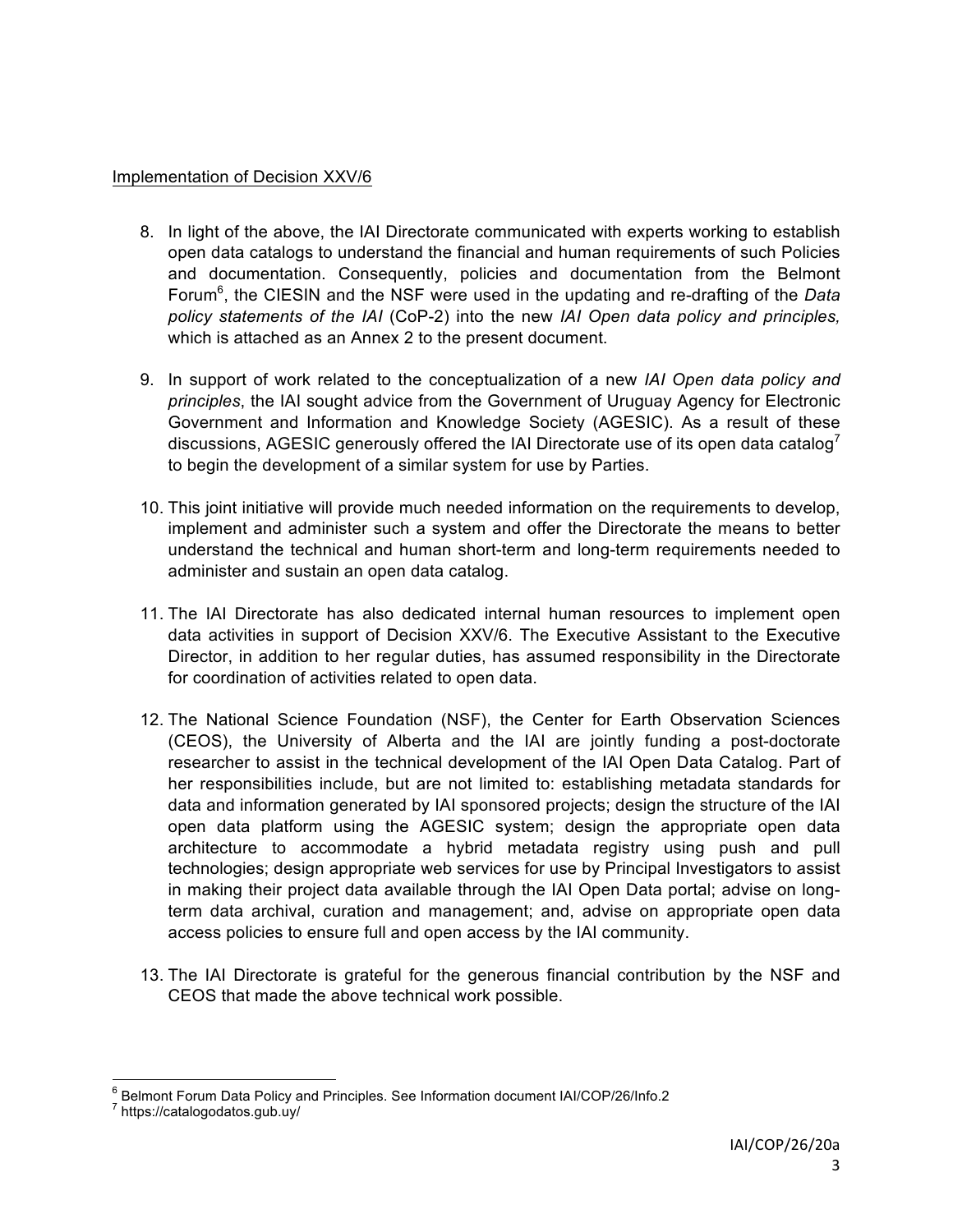Implementation of Decision XXV/6

8. In light of the above, the IAI Directorate communicated with experts working to establish open data catalogs to understand the financial and human requirements of such Policies and documentation. Consequently, policies and documentation from the Belmont Forum[6], the CIESIN and the NSF were used in the updating and re-drafting of the *Data policy statements of the IAI* (CoP-2) into the new *IAI Open data policy and principles,* which is attached as an Annex 2 to the present document.

9. In support of work related to the conceptualization of a new *IAI Open data policy and principles*, the IAI sought advice from the Government of Uruguay Agency for Electronic Government and Information and Knowledge Society (AGESIC). As a result of these discussions, AGESIC generously offered the IAI Directorate use of its open data catalog[7] to begin the development of a similar system for use by Parties.

10. This joint initiative will provide much needed information on the requirements to develop, implement and administer such a system and offer the Directorate the means to better understand the technical and human short-term and long-term requirements needed to administer and sustain an open data catalog.

11. The IAI Directorate has also dedicated internal human resources to implement open data activities in support of Decision XXV/6. The Executive Assistant to the Executive Director, in addition to her regular duties, has assumed responsibility in the Directorate for coordination of activities related to open data.

12. The National Science Foundation (NSF), the Center for Earth Observation Sciences (CEOS), the University of Alberta and the IAI are jointly funding a post-doctorate researcher to assist in the technical development of the IAI Open Data Catalog. Part of her responsibilities include, but are not limited to: establishing metadata standards for data and information generated by IAI sponsored projects; design the structure of the IAI open data platform using the AGESIC system; design the appropriate open data architecture to accommodate a hybrid metadata registry using push and pull technologies; design appropriate web services for use by Principal Investigators to assist in making their project data available through the IAI Open Data portal; advise on long-term data archival, curation and management; and, advise on appropriate open data access policies to ensure full and open access by the IAI community.

13. The IAI Directorate is grateful for the generous financial contribution by the NSF and CEOS that made the above technical work possible.

[6] Belmont Forum Data Policy and Principles. See Information document IAI/COP/26/Info.2

[7] https://catalogodatos.gub.uy/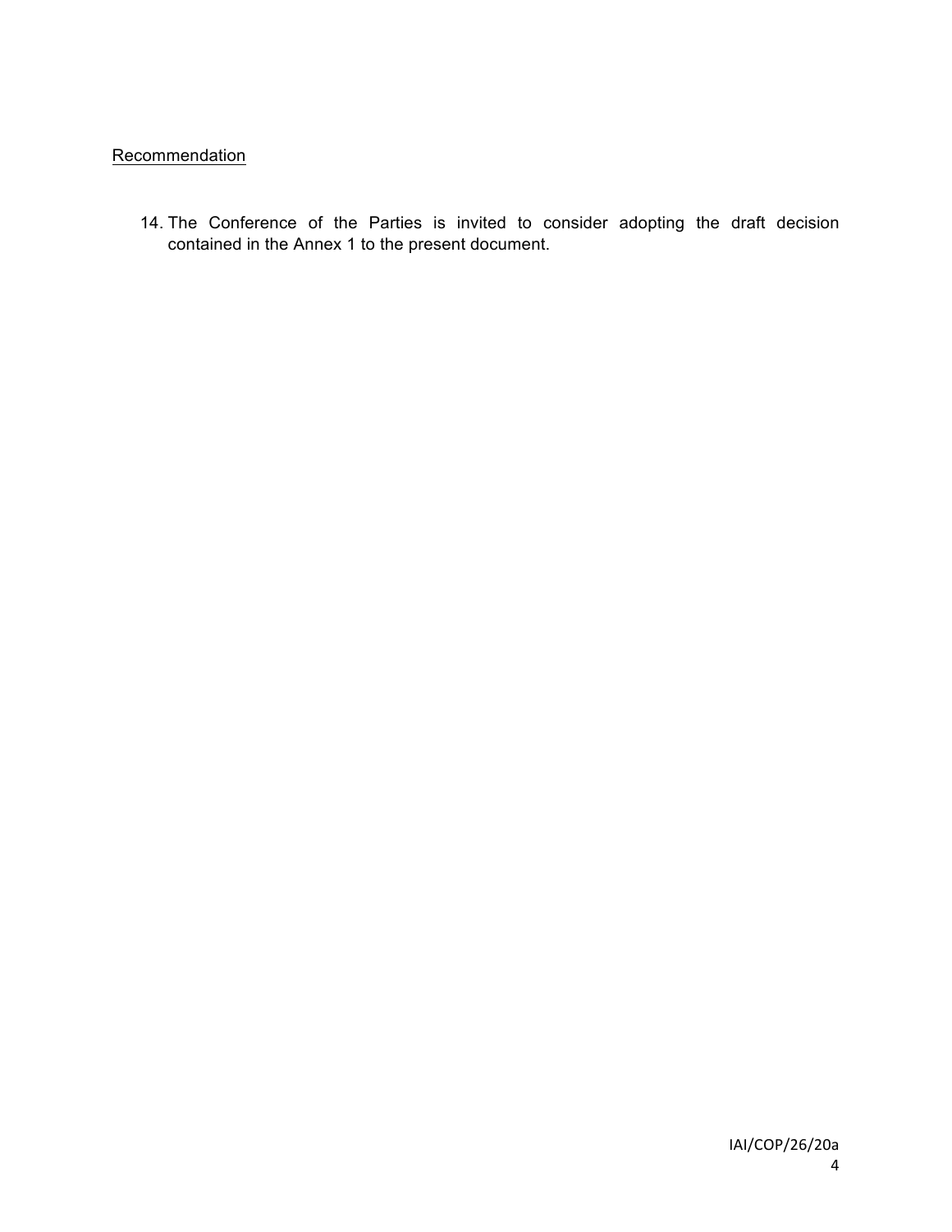Recommendation

14. The Conference of the Parties is invited to consider adopting the draft decision contained in the Annex 1 to the present document.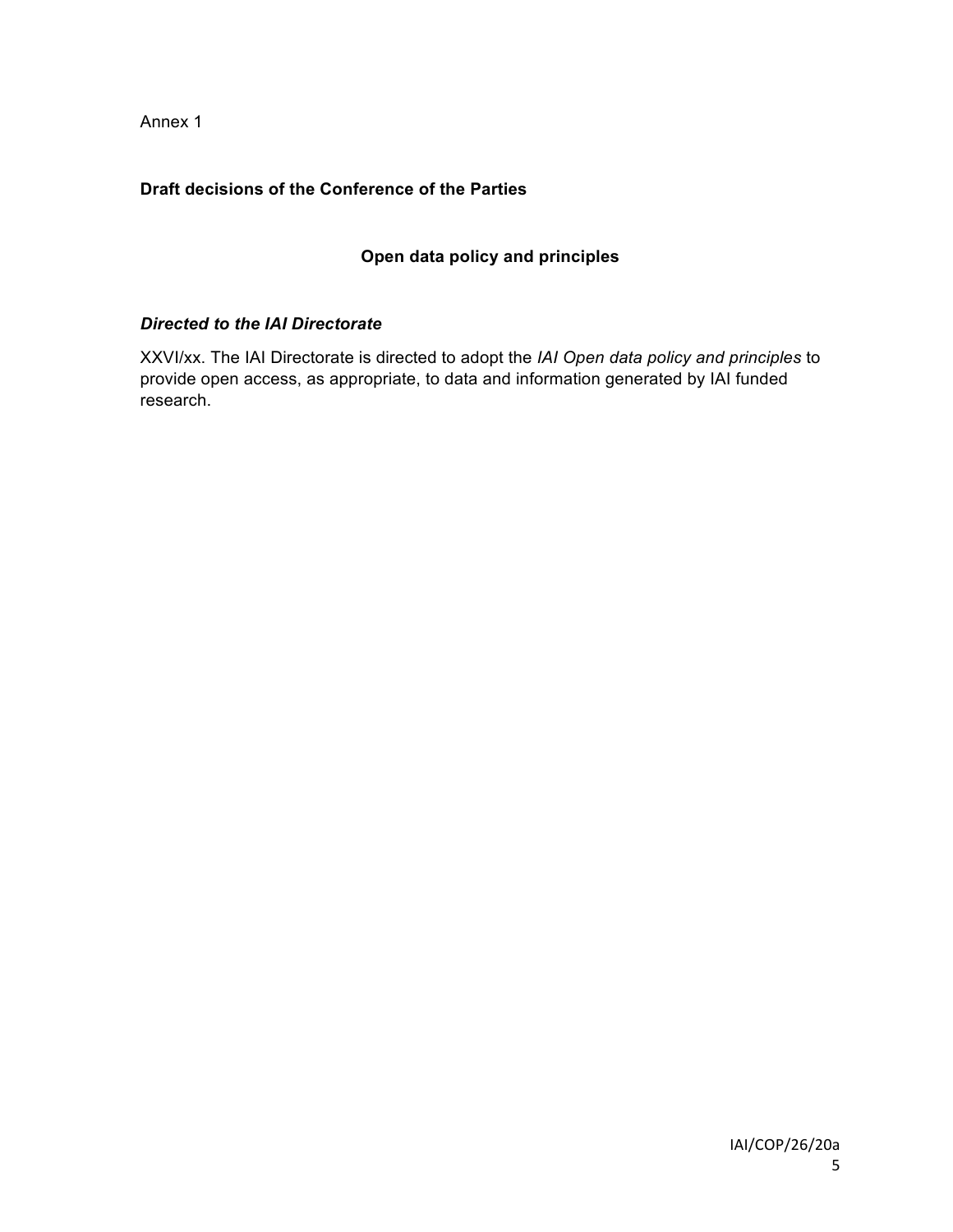Annex 1

## Draft decisions of the Conference of the Parties

### Open data policy and principles

***Directed to the IAI Directorate***

XXVI/xx. The IAI Directorate is directed to adopt the *IAI Open data policy and principles* to provide open access, as appropriate, to data and information generated by IAI funded research.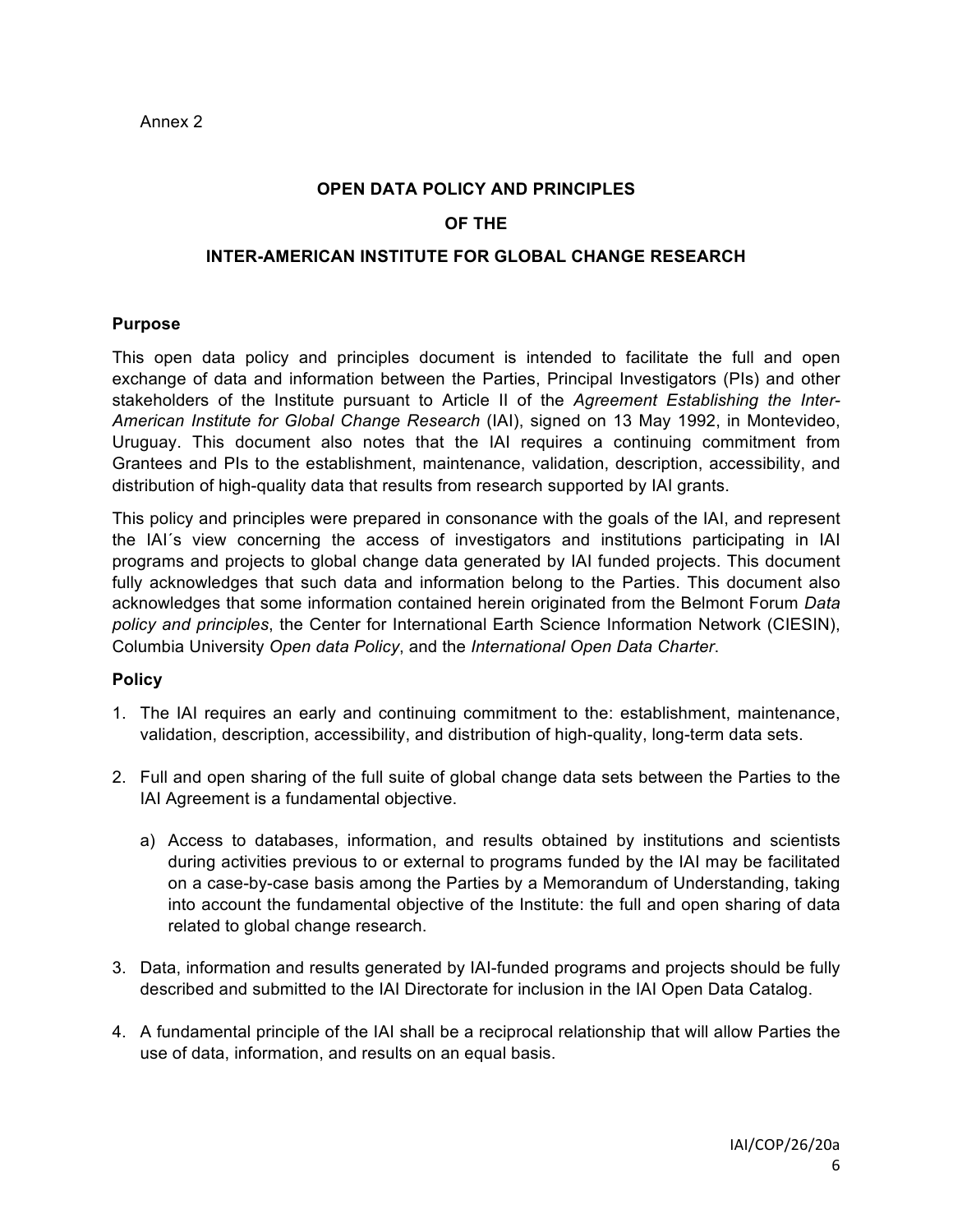Annex 2

**OPEN DATA POLICY AND PRINCIPLES**

**OF THE**

**INTER-AMERICAN INSTITUTE FOR GLOBAL CHANGE RESEARCH**

### Purpose

This open data policy and principles document is intended to facilitate the full and open exchange of data and information between the Parties, Principal Investigators (PIs) and other stakeholders of the Institute pursuant to Article II of the *Agreement Establishing the Inter-American Institute for Global Change Research* (IAI), signed on 13 May 1992, in Montevideo, Uruguay. This document also notes that the IAI requires a continuing commitment from Grantees and PIs to the establishment, maintenance, validation, description, accessibility, and distribution of high-quality data that results from research supported by IAI grants.

This policy and principles were prepared in consonance with the goals of the IAI, and represent the IAI´s view concerning the access of investigators and institutions participating in IAI programs and projects to global change data generated by IAI funded projects. This document fully acknowledges that such data and information belong to the Parties. This document also acknowledges that some information contained herein originated from the Belmont Forum *Data policy and principles*, the Center for International Earth Science Information Network (CIESIN), Columbia University *Open data Policy*, and the *International Open Data Charter*.

### Policy

1. The IAI requires an early and continuing commitment to the: establishment, maintenance, validation, description, accessibility, and distribution of high-quality, long-term data sets.

2. Full and open sharing of the full suite of global change data sets between the Parties to the IAI Agreement is a fundamental objective.

   a) Access to databases, information, and results obtained by institutions and scientists during activities previous to or external to programs funded by the IAI may be facilitated on a case-by-case basis among the Parties by a Memorandum of Understanding, taking into account the fundamental objective of the Institute: the full and open sharing of data related to global change research.

3. Data, information and results generated by IAI-funded programs and projects should be fully described and submitted to the IAI Directorate for inclusion in the IAI Open Data Catalog.

4. A fundamental principle of the IAI shall be a reciprocal relationship that will allow Parties the use of data, information, and results on an equal basis.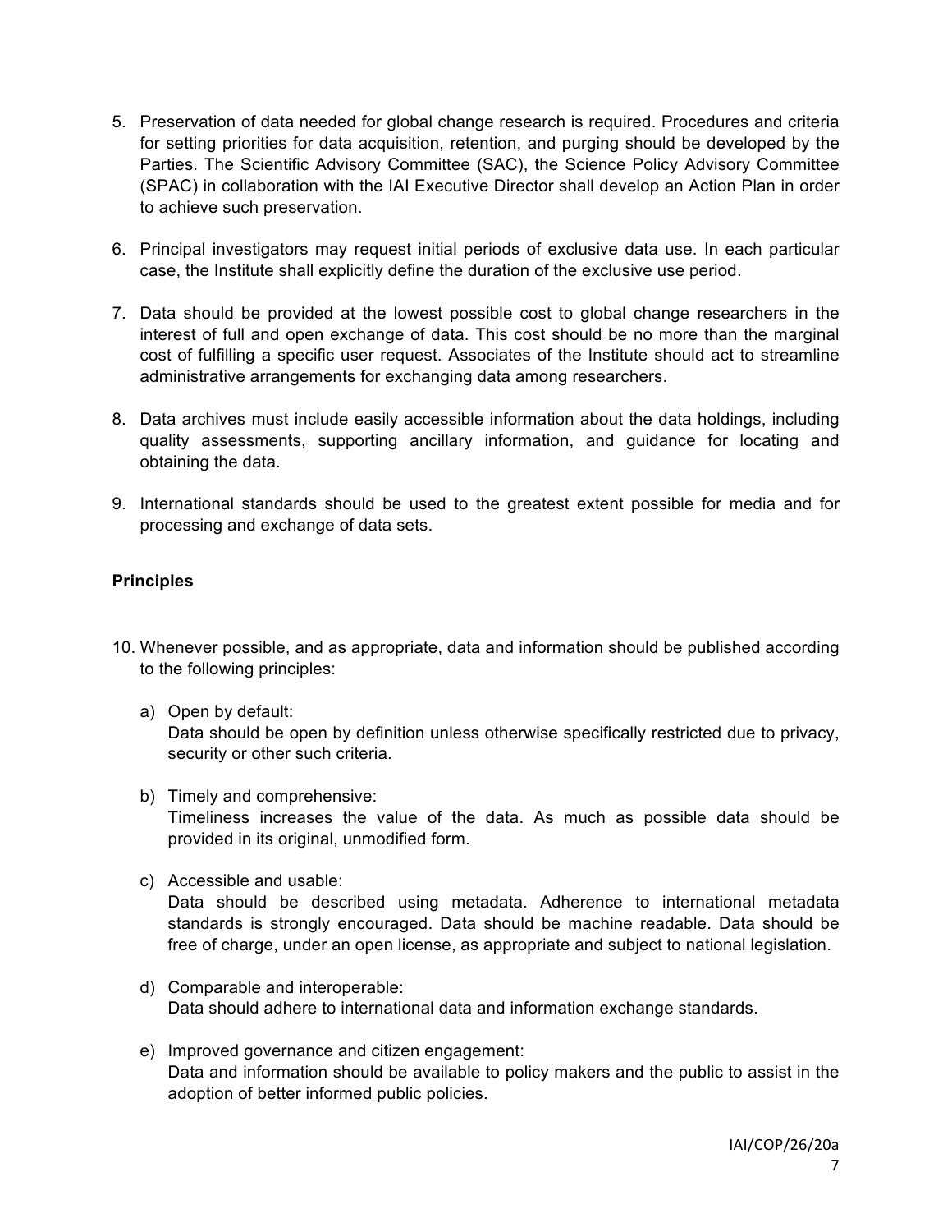5. Preservation of data needed for global change research is required. Procedures and criteria for setting priorities for data acquisition, retention, and purging should be developed by the Parties. The Scientific Advisory Committee (SAC), the Science Policy Advisory Committee (SPAC) in collaboration with the IAI Executive Director shall develop an Action Plan in order to achieve such preservation.

6. Principal investigators may request initial periods of exclusive data use. In each particular case, the Institute shall explicitly define the duration of the exclusive use period.

7. Data should be provided at the lowest possible cost to global change researchers in the interest of full and open exchange of data. This cost should be no more than the marginal cost of fulfilling a specific user request. Associates of the Institute should act to streamline administrative arrangements for exchanging data among researchers.

8. Data archives must include easily accessible information about the data holdings, including quality assessments, supporting ancillary information, and guidance for locating and obtaining the data.

9. International standards should be used to the greatest extent possible for media and for processing and exchange of data sets.

**Principles**

10. Whenever possible, and as appropriate, data and information should be published according to the following principles:

    a) Open by default:
    Data should be open by definition unless otherwise specifically restricted due to privacy, security or other such criteria.

    b) Timely and comprehensive:
    Timeliness increases the value of the data. As much as possible data should be provided in its original, unmodified form.

    c) Accessible and usable:
    Data should be described using metadata. Adherence to international metadata standards is strongly encouraged. Data should be machine readable. Data should be free of charge, under an open license, as appropriate and subject to national legislation.

    d) Comparable and interoperable:
    Data should adhere to international data and information exchange standards.

    e) Improved governance and citizen engagement:
    Data and information should be available to policy makers and the public to assist in the adoption of better informed public policies.

IAI/COP/26/20a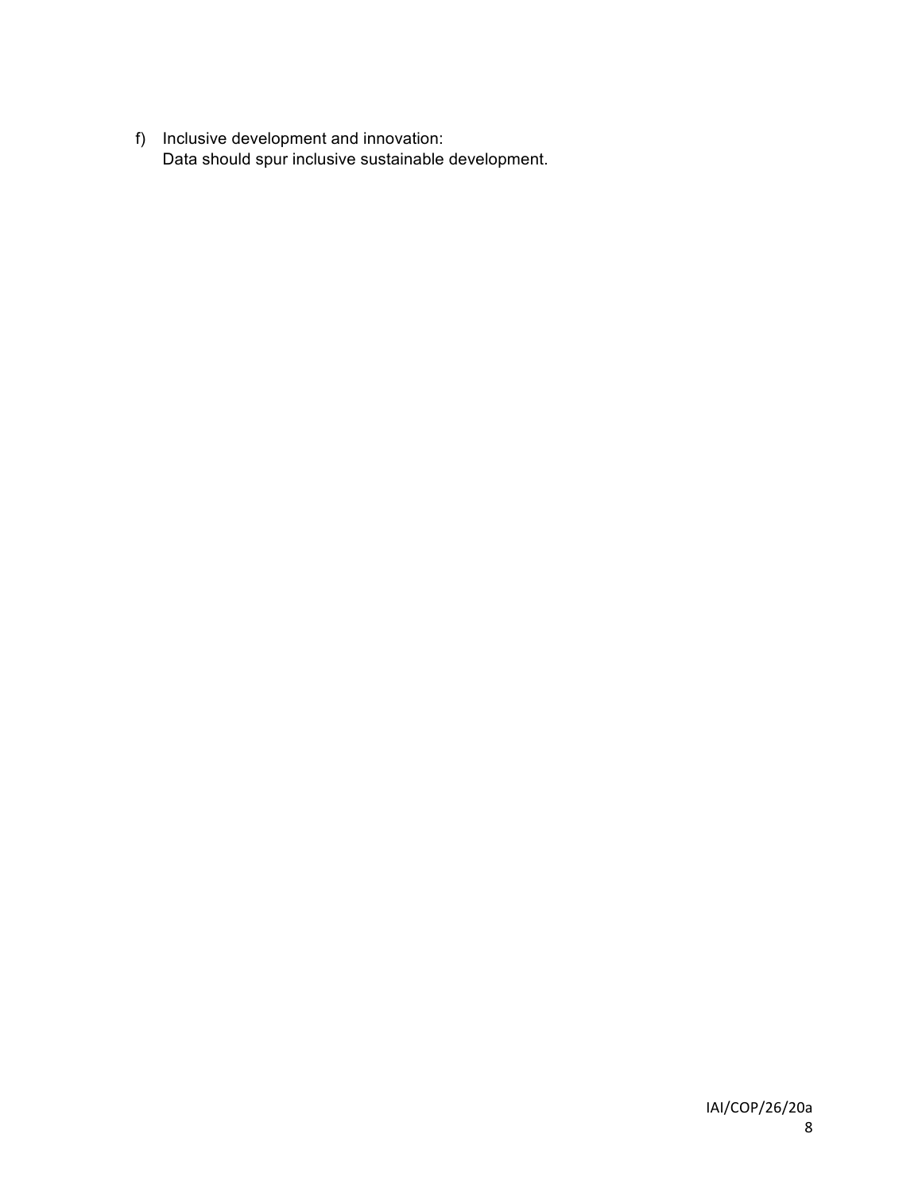f) Inclusive development and innovation:
   Data should spur inclusive sustainable development.